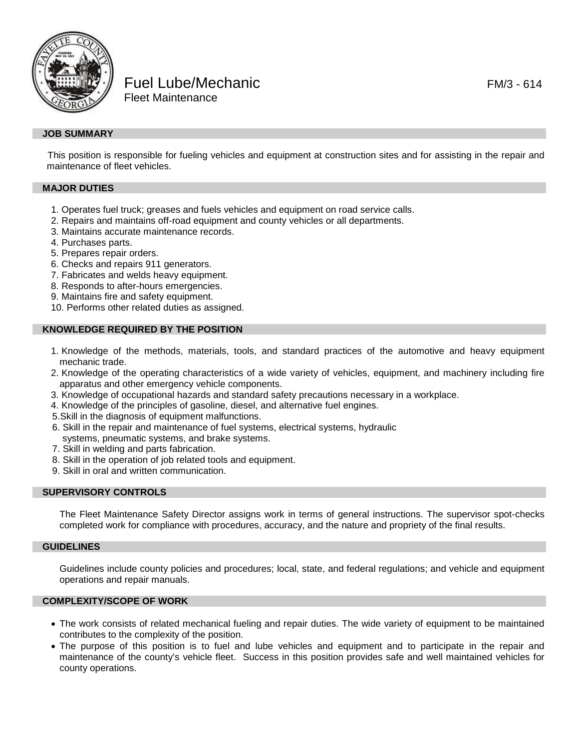# Fuel Lube/Mechanic

FM/3 - 614

Fleet Maintenance

## JOB SUMMARY

This position is responsible for fueling vehicles and equipment at construction sites and for assisting in the repair and maintenance of fleet vehicles.

## MAJOR DUTIES

1. Operates fuel truck; greases and fuels vehicles and equipment on road service calls.
2. Repairs and maintains off-road equipment and county vehicles or all departments.
3. Maintains accurate maintenance records.
4. Purchases parts.
5. Prepares repair orders.
6. Checks and repairs 911 generators.
7. Fabricates and welds heavy equipment.
8. Responds to after-hours emergencies.
9. Maintains fire and safety equipment.
10. Performs other related duties as assigned.

## KNOWLEDGE REQUIRED BY THE POSITION

1. Knowledge of the methods, materials, tools, and standard practices of the automotive and heavy equipment mechanic trade.
2. Knowledge of the operating characteristics of a wide variety of vehicles, equipment, and machinery including fire apparatus and other emergency vehicle components.
3. Knowledge of occupational hazards and standard safety precautions necessary in a workplace.
4. Knowledge of the principles of gasoline, diesel, and alternative fuel engines.
5. Skill in the diagnosis of equipment malfunctions.
6. Skill in the repair and maintenance of fuel systems, electrical systems, hydraulic systems, pneumatic systems, and brake systems.
7. Skill in welding and parts fabrication.
8. Skill in the operation of job related tools and equipment.
9. Skill in oral and written communication.

## SUPERVISORY CONTROLS

The Fleet Maintenance Safety Director assigns work in terms of general instructions. The supervisor spot-checks completed work for compliance with procedures, accuracy, and the nature and propriety of the final results.

## GUIDELINES

Guidelines include county policies and procedures; local, state, and federal regulations; and vehicle and equipment operations and repair manuals.

## COMPLEXITY/SCOPE OF WORK

- The work consists of related mechanical fueling and repair duties. The wide variety of equipment to be maintained contributes to the complexity of the position.
- The purpose of this position is to fuel and lube vehicles and equipment and to participate in the repair and maintenance of the county's vehicle fleet. Success in this position provides safe and well maintained vehicles for county operations.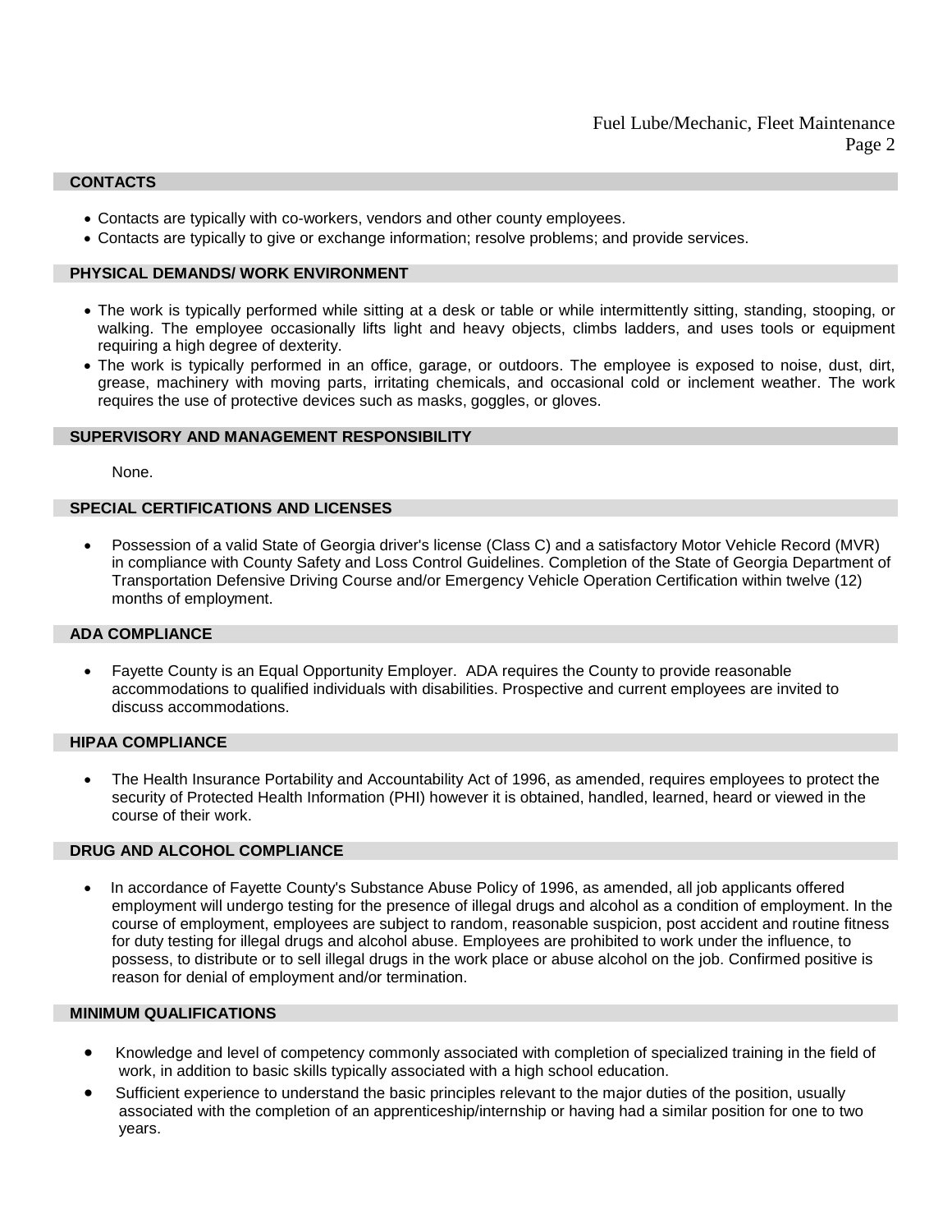## CONTACTS

- Contacts are typically with co-workers, vendors and other county employees.
- Contacts are typically to give or exchange information; resolve problems; and provide services.

## PHYSICAL DEMANDS/ WORK ENVIRONMENT

- The work is typically performed while sitting at a desk or table or while intermittently sitting, standing, stooping, or walking. The employee occasionally lifts light and heavy objects, climbs ladders, and uses tools or equipment requiring a high degree of dexterity.
- The work is typically performed in an office, garage, or outdoors. The employee is exposed to noise, dust, dirt, grease, machinery with moving parts, irritating chemicals, and occasional cold or inclement weather. The work requires the use of protective devices such as masks, goggles, or gloves.

## SUPERVISORY AND MANAGEMENT RESPONSIBILITY

None.

## SPECIAL CERTIFICATIONS AND LICENSES

- Possession of a valid State of Georgia driver's license (Class C) and a satisfactory Motor Vehicle Record (MVR) in compliance with County Safety and Loss Control Guidelines. Completion of the State of Georgia Department of Transportation Defensive Driving Course and/or Emergency Vehicle Operation Certification within twelve (12) months of employment.

## ADA COMPLIANCE

- Fayette County is an Equal Opportunity Employer. ADA requires the County to provide reasonable accommodations to qualified individuals with disabilities. Prospective and current employees are invited to discuss accommodations.

## HIPAA COMPLIANCE

- The Health Insurance Portability and Accountability Act of 1996, as amended, requires employees to protect the security of Protected Health Information (PHI) however it is obtained, handled, learned, heard or viewed in the course of their work.

## DRUG AND ALCOHOL COMPLIANCE

- In accordance of Fayette County's Substance Abuse Policy of 1996, as amended, all job applicants offered employment will undergo testing for the presence of illegal drugs and alcohol as a condition of employment. In the course of employment, employees are subject to random, reasonable suspicion, post accident and routine fitness for duty testing for illegal drugs and alcohol abuse. Employees are prohibited to work under the influence, to possess, to distribute or to sell illegal drugs in the work place or abuse alcohol on the job. Confirmed positive is reason for denial of employment and/or termination.

## MINIMUM QUALIFICATIONS

- Knowledge and level of competency commonly associated with completion of specialized training in the field of work, in addition to basic skills typically associated with a high school education.
- Sufficient experience to understand the basic principles relevant to the major duties of the position, usually associated with the completion of an apprenticeship/internship or having had a similar position for one to two years.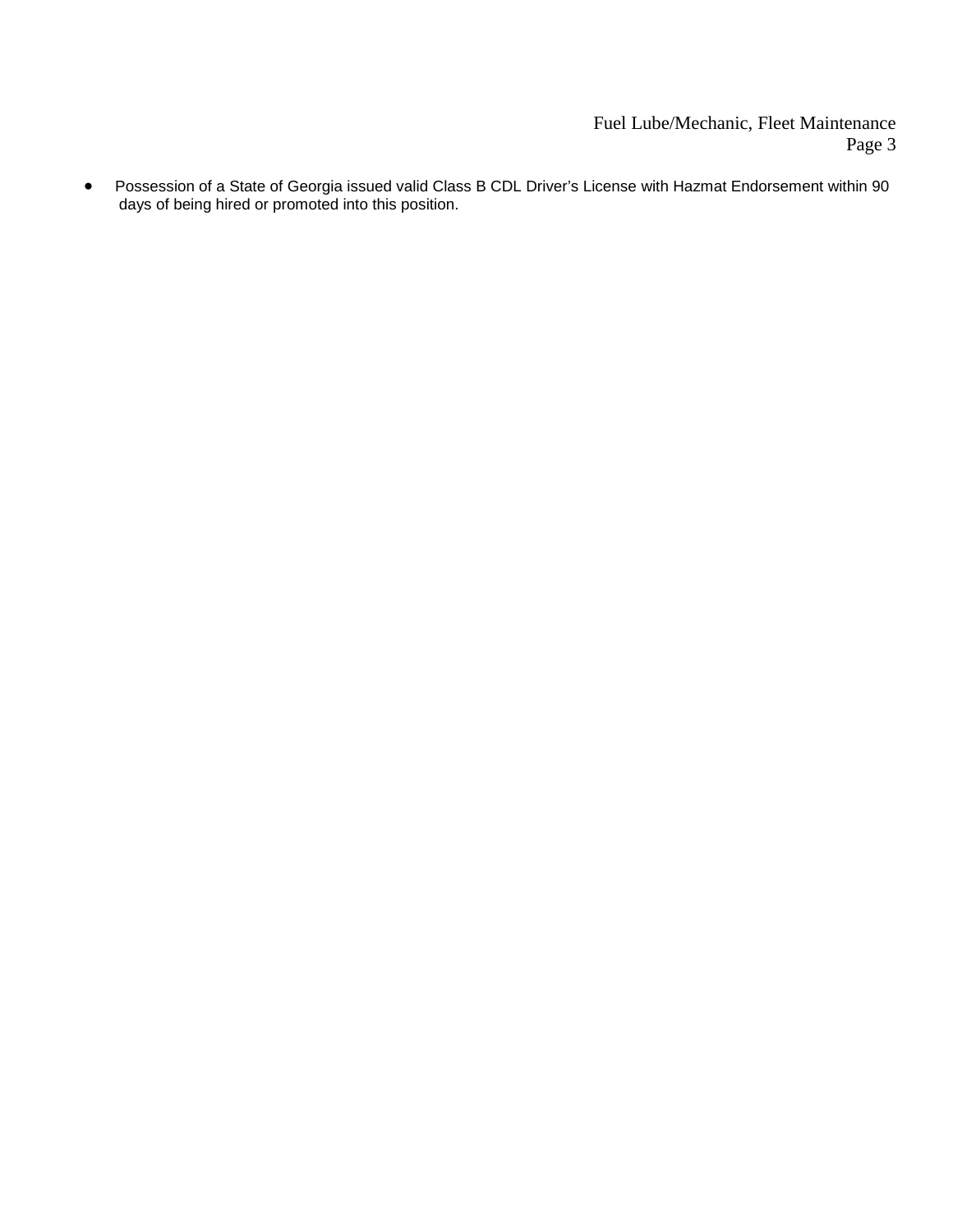- Possession of a State of Georgia issued valid Class B CDL Driver's License with Hazmat Endorsement within 90 days of being hired or promoted into this position.